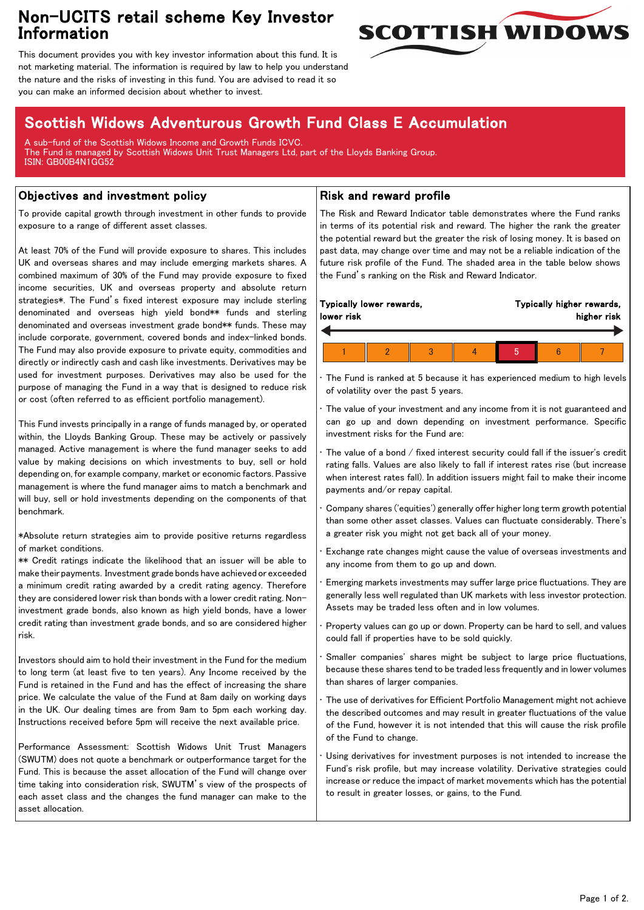# Non-UCITS retail scheme Key Investor Information

This document provides you with key investor information about this fund. It is not marketing material. The information is required by law to help you understand the nature and the risks of investing in this fund. You are advised to read it so you can make an informed decision about whether to invest.

## Scottish Widows Adventurous Growth Fund Class E Accumulation

A sub-fund of the Scottish Widows Income and Growth Funds ICVC.
The Fund is managed by Scottish Widows Unit Trust Managers Ltd, part of the Lloyds Banking Group.
ISIN: GB00B4N1GG52

### Objectives and investment policy

To provide capital growth through investment in other funds to provide exposure to a range of different asset classes.

At least 70% of the Fund will provide exposure to shares. This includes UK and overseas shares and may include emerging markets shares. A combined maximum of 30% of the Fund may provide exposure to fixed income securities, UK and overseas property and absolute return strategies*. The Fund's fixed interest exposure may include sterling denominated and overseas high yield bond** funds and sterling denominated and overseas investment grade bond** funds. These may include corporate, government, covered bonds and index-linked bonds. The Fund may also provide exposure to private equity, commodities and directly or indirectly cash and cash like investments. Derivatives may be used for investment purposes. Derivatives may also be used for the purpose of managing the Fund in a way that is designed to reduce risk or cost (often referred to as efficient portfolio management).

This Fund invests principally in a range of funds managed by, or operated within, the Lloyds Banking Group. These may be actively or passively managed. Active management is where the fund manager seeks to add value by making decisions on which investments to buy, sell or hold depending on, for example company, market or economic factors. Passive management is where the fund manager aims to match a benchmark and will buy, sell or hold investments depending on the components of that benchmark.

*Absolute return strategies aim to provide positive returns regardless of market conditions.
** Credit ratings indicate the likelihood that an issuer will be able to make their payments. Investment grade bonds have achieved or exceeded a minimum credit rating awarded by a credit rating agency. Therefore they are considered lower risk than bonds with a lower credit rating. Non-investment grade bonds, also known as high yield bonds, have a lower credit rating than investment grade bonds, and so are considered higher risk.

Investors should aim to hold their investment in the Fund for the medium to long term (at least five to ten years). Any Income received by the Fund is retained in the Fund and has the effect of increasing the share price. We calculate the value of the Fund at 8am daily on working days in the UK. Our dealing times are from 9am to 5pm each working day. Instructions received before 5pm will receive the next available price.

Performance Assessment: Scottish Widows Unit Trust Managers (SWUTM) does not quote a benchmark or outperformance target for the Fund. This is because the asset allocation of the Fund will change over time taking into consideration risk, SWUTM's view of the prospects of each asset class and the changes the fund manager can make to the asset allocation.

### Risk and reward profile

The Risk and Reward Indicator table demonstrates where the Fund ranks in terms of its potential risk and reward. The higher the rank the greater the potential reward but the greater the risk of losing money. It is based on past data, may change over time and may not be a reliable indication of the future risk profile of the Fund. The shaded area in the table below shows the Fund's ranking on the Risk and Reward Indicator.

**Typically lower rewards, lower risk** — **Typically higher rewards, higher risk**

| 1 | 2 | 3 | 4 | **5** | 6 | 7 |
|---|---|---|---|---|---|---|

- The Fund is ranked at 5 because it has experienced medium to high levels of volatility over the past 5 years.
- The value of your investment and any income from it is not guaranteed and can go up and down depending on investment performance. Specific investment risks for the Fund are:
- The value of a bond / fixed interest security could fall if the issuer's credit rating falls. Values are also likely to fall if interest rates rise (but increase when interest rates fall). In addition issuers might fail to make their income payments and/or repay capital.
- Company shares ('equities') generally offer higher long term growth potential than some other asset classes. Values can fluctuate considerably. There's a greater risk you might not get back all of your money.
- Exchange rate changes might cause the value of overseas investments and any income from them to go up and down.
- Emerging markets investments may suffer large price fluctuations. They are generally less well regulated than UK markets with less investor protection. Assets may be traded less often and in low volumes.
- Property values can go up or down. Property can be hard to sell, and values could fall if properties have to be sold quickly.
- Smaller companies' shares might be subject to large price fluctuations, because these shares tend to be traded less frequently and in lower volumes than shares of larger companies.
- The use of derivatives for Efficient Portfolio Management might not achieve the described outcomes and may result in greater fluctuations of the value of the Fund, however it is not intended that this will cause the risk profile of the Fund to change.
- Using derivatives for investment purposes is not intended to increase the Fund's risk profile, but may increase volatility. Derivative strategies could increase or reduce the impact of market movements which has the potential to result in greater losses, or gains, to the Fund.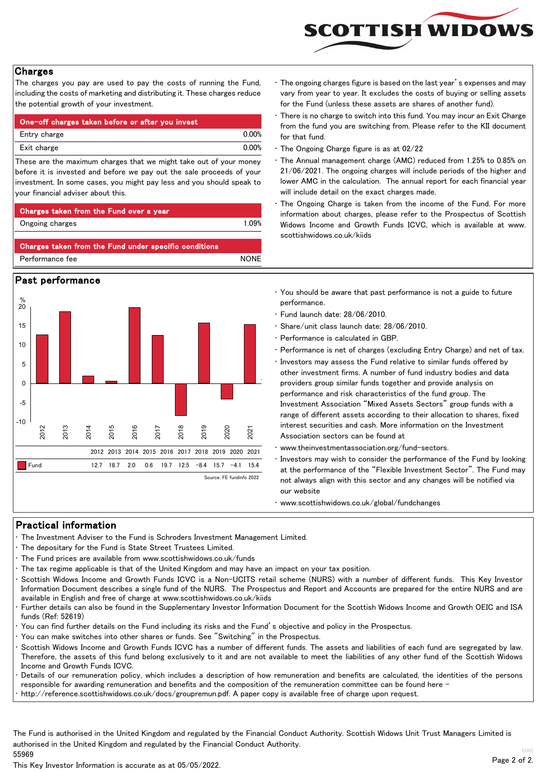## Charges

The charges you pay are used to pay the costs of running the Fund, including the costs of marketing and distributing it. These charges reduce the potential growth of your investment.

| One-off charges taken before or after you invest | |
|---|---|
| Entry charge | 0.00% |
| Exit charge | 0.00% |

These are the maximum charges that we might take out of your money before it is invested and before we pay out the sale proceeds of your investment. In some cases, you might pay less and you should speak to your financial adviser about this.

| Charges taken from the Fund over a year | |
|---|---|
| Ongoing charges | 1.09% |

| Charges taken from the Fund under specific conditions | |
|---|---|
| Performance fee | NONE |

- The ongoing charges figure is based on the last year's expenses and may vary from year to year. It excludes the costs of buying or selling assets for the Fund (unless these assets are shares of another fund).
- There is no charge to switch into this fund. You may incur an Exit Charge from the fund you are switching from. Please refer to the KII document for that fund.
- The Ongoing Charge figure is as at 02/22
- The Annual management charge (AMC) reduced from 1.25% to 0.85% on 21/06/2021. The ongoing charges will include periods of the higher and lower AMC in the calculation. The annual report for each financial year will include detail on the exact charges made.
- The Ongoing Charge is taken from the income of the Fund. For more information about charges, please refer to the Prospectus of Scottish Widows Income and Growth Funds ICVC, which is available at www.scottishwidows.co.uk/kiids

## Past performance

%
20
15
10
5
0
-5
-10

2012 2013 2014 2015 2016 2017 2018 2019 2020 2021

| | 2012 | 2013 | 2014 | 2015 | 2016 | 2017 | 2018 | 2019 | 2020 | 2021 |
|---|---|---|---|---|---|---|---|---|---|---|
| Fund | 12.7 | 18.7 | 2.0 | 0.6 | 19.7 | 12.5 | −8.4 | 15.7 | −4.1 | 15.4 |

Source: FE fundinfo 2022

- You should be aware that past performance is not a guide to future performance.
- Fund launch date: 28/06/2010.
- Share/unit class launch date: 28/06/2010.
- Performance is calculated in GBP.
- Performance is net of charges (excluding Entry Charge) and net of tax.
- Investors may assess the Fund relative to similar funds offered by other investment firms. A number of fund industry bodies and data providers group similar funds together and provide analysis on performance and risk characteristics of the fund group. The Investment Association "Mixed Assets Sectors" group funds with a range of different assets according to their allocation to shares, fixed interest securities and cash. More information on the Investment Association sectors can be found at
- www.theinvestmentassociation.org/fund-sectors.
- Investors may wish to consider the performance of the Fund by looking at the performance of the "Flexible Investment Sector". The Fund may not always align with this sector and any changes will be notified via our website
- www.scottishwidows.co.uk/global/fundchanges

## Practical information

- The Investment Adviser to the Fund is Schroders Investment Management Limited.
- The depositary for the Fund is State Street Trustees Limited.
- The Fund prices are available from www.scottishwidows.co.uk/funds
- The tax regime applicable is that of the United Kingdom and may have an impact on your tax position.
- Scottish Widows Income and Growth Funds ICVC is a Non-UCITS retail scheme (NURS) with a number of different funds. This Key Investor Information Document describes a single fund of the NURS. The Prospectus and Report and Accounts are prepared for the entire NURS and are available in English and free of charge at www.scottishwidows.co.uk/kiids
- Further details can also be found in the Supplementary Investor Information Document for the Scottish Widows Income and Growth OEIC and ISA funds (Ref: 52619)
- You can find further details on the Fund including its risks and the Fund's objective and policy in the Prospectus.
- You can make switches into other shares or funds. See "Switching" in the Prospectus.
- Scottish Widows Income and Growth Funds ICVC has a number of different funds. The assets and liabilities of each fund are segregated by law. Therefore, the assets of this fund belong exclusively to it and are not available to meet the liabilities of any other fund of the Scottish Widows Income and Growth Funds ICVC.
- Details of our remuneration policy, which includes a description of how remuneration and benefits are calculated, the identities of the persons responsible for awarding remuneration and benefits and the composition of the remuneration committee can be found here –
- http://reference.scottishwidows.co.uk/docs/groupremun.pdf. A paper copy is available free of charge upon request.

The Fund is authorised in the United Kingdom and regulated by the Financial Conduct Authority. Scottish Widows Unit Trust Managers Limited is authorised in the United Kingdom and regulated by the Financial Conduct Authority.
55969
This Key Investor Information is accurate as at 05/05/2022.